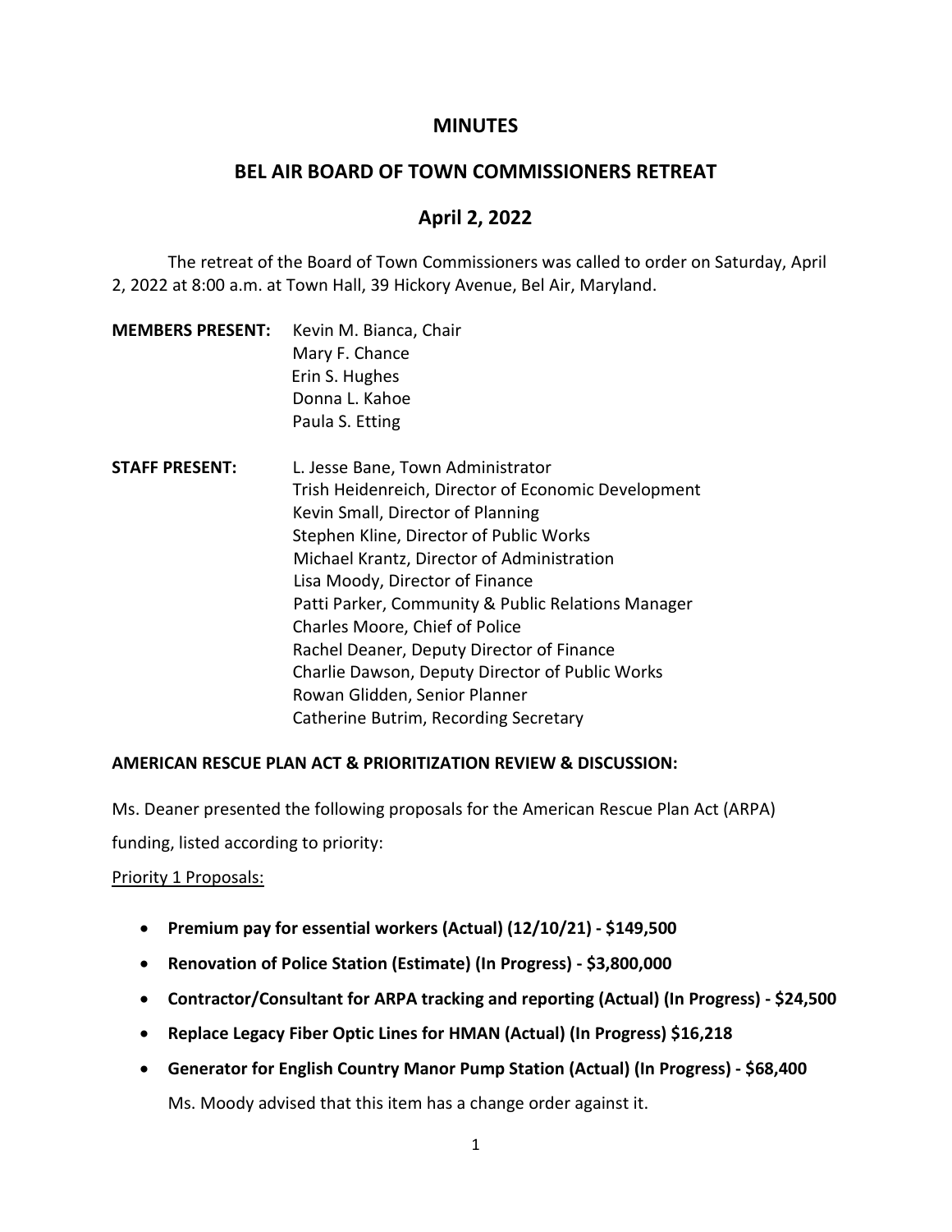# MINUTES

## BEL AIR BOARD OF TOWN COMMISSIONERS RETREAT

## April 2, 2022

The retreat of the Board of Town Commissioners was called to order on Saturday, April 2, 2022 at 8:00 a.m. at Town Hall, 39 Hickory Avenue, Bel Air, Maryland.

**MEMBERS PRESENT:** Kevin M. Bianca, Chair
Mary F. Chance
Erin S. Hughes
Donna L. Kahoe
Paula S. Etting

**STAFF PRESENT:** L. Jesse Bane, Town Administrator
Trish Heidenreich, Director of Economic Development
Kevin Small, Director of Planning
Stephen Kline, Director of Public Works
Michael Krantz, Director of Administration
Lisa Moody, Director of Finance
Patti Parker, Community & Public Relations Manager
Charles Moore, Chief of Police
Rachel Deaner, Deputy Director of Finance
Charlie Dawson, Deputy Director of Public Works
Rowan Glidden, Senior Planner
Catherine Butrim, Recording Secretary

**AMERICAN RESCUE PLAN ACT & PRIORITIZATION REVIEW & DISCUSSION:**

Ms. Deaner presented the following proposals for the American Rescue Plan Act (ARPA) funding, listed according to priority:

Priority 1 Proposals:

- **Premium pay for essential workers (Actual) (12/10/21) - $149,500**
- **Renovation of Police Station (Estimate) (In Progress) - $3,800,000**
- **Contractor/Consultant for ARPA tracking and reporting (Actual) (In Progress) - $24,500**
- **Replace Legacy Fiber Optic Lines for HMAN (Actual) (In Progress) $16,218**
- **Generator for English Country Manor Pump Station (Actual) (In Progress) - $68,400**

  Ms. Moody advised that this item has a change order against it.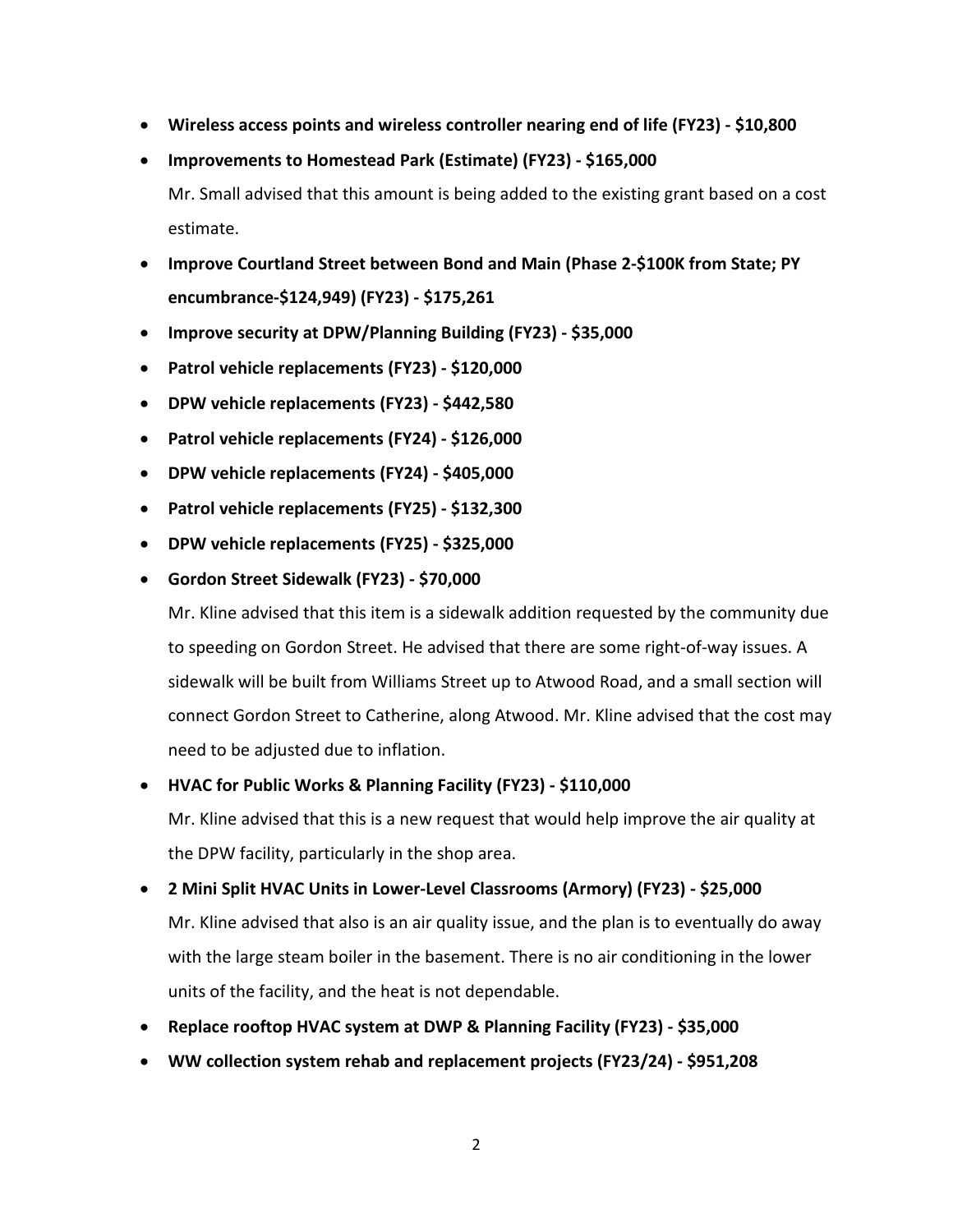- **Wireless access points and wireless controller nearing end of life (FY23) - $10,800**
- **Improvements to Homestead Park (Estimate) (FY23) - $165,000**

  Mr. Small advised that this amount is being added to the existing grant based on a cost estimate.

- **Improve Courtland Street between Bond and Main (Phase 2-$100K from State; PY encumbrance-$124,949) (FY23) - $175,261**
- **Improve security at DPW/Planning Building (FY23) - $35,000**
- **Patrol vehicle replacements (FY23) - $120,000**
- **DPW vehicle replacements (FY23) - $442,580**
- **Patrol vehicle replacements (FY24) - $126,000**
- **DPW vehicle replacements (FY24) - $405,000**
- **Patrol vehicle replacements (FY25) - $132,300**
- **DPW vehicle replacements (FY25) - $325,000**
- **Gordon Street Sidewalk (FY23) - $70,000**

  Mr. Kline advised that this item is a sidewalk addition requested by the community due to speeding on Gordon Street. He advised that there are some right-of-way issues. A sidewalk will be built from Williams Street up to Atwood Road, and a small section will connect Gordon Street to Catherine, along Atwood. Mr. Kline advised that the cost may need to be adjusted due to inflation.

- **HVAC for Public Works & Planning Facility (FY23) - $110,000**

  Mr. Kline advised that this is a new request that would help improve the air quality at the DPW facility, particularly in the shop area.

- **2 Mini Split HVAC Units in Lower-Level Classrooms (Armory) (FY23) - $25,000**

  Mr. Kline advised that also is an air quality issue, and the plan is to eventually do away with the large steam boiler in the basement. There is no air conditioning in the lower units of the facility, and the heat is not dependable.

- **Replace rooftop HVAC system at DWP & Planning Facility (FY23) - $35,000**
- **WW collection system rehab and replacement projects (FY23/24) - $951,208**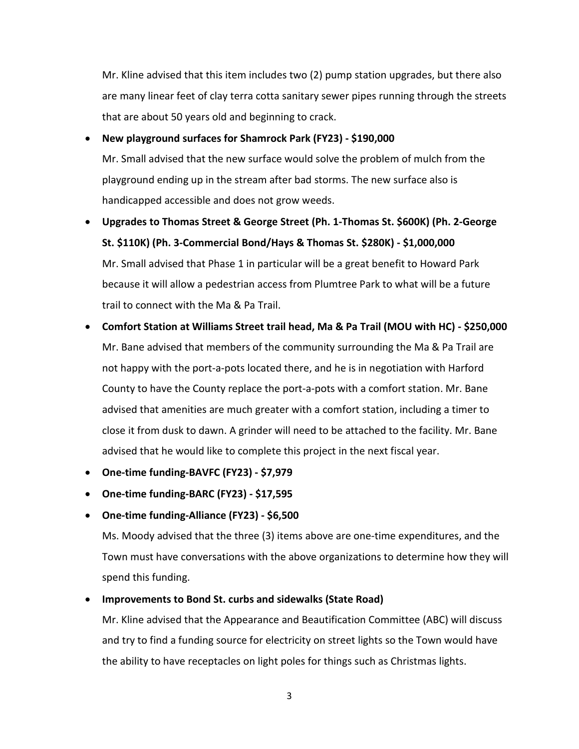Mr. Kline advised that this item includes two (2) pump station upgrades, but there also are many linear feet of clay terra cotta sanitary sewer pipes running through the streets that are about 50 years old and beginning to crack.

- **New playground surfaces for Shamrock Park (FY23) - $190,000**

  Mr. Small advised that the new surface would solve the problem of mulch from the playground ending up in the stream after bad storms. The new surface also is handicapped accessible and does not grow weeds.

- **Upgrades to Thomas Street & George Street (Ph. 1-Thomas St. $600K) (Ph. 2-George St. $110K) (Ph. 3-Commercial Bond/Hays & Thomas St. $280K) - $1,000,000**

  Mr. Small advised that Phase 1 in particular will be a great benefit to Howard Park because it will allow a pedestrian access from Plumtree Park to what will be a future trail to connect with the Ma & Pa Trail.

- **Comfort Station at Williams Street trail head, Ma & Pa Trail (MOU with HC) - $250,000**

  Mr. Bane advised that members of the community surrounding the Ma & Pa Trail are not happy with the port-a-pots located there, and he is in negotiation with Harford County to have the County replace the port-a-pots with a comfort station. Mr. Bane advised that amenities are much greater with a comfort station, including a timer to close it from dusk to dawn. A grinder will need to be attached to the facility. Mr. Bane advised that he would like to complete this project in the next fiscal year.

- **One-time funding-BAVFC (FY23) - $7,979**
- **One-time funding-BARC (FY23) - $17,595**
- **One-time funding-Alliance (FY23) - $6,500**

  Ms. Moody advised that the three (3) items above are one-time expenditures, and the Town must have conversations with the above organizations to determine how they will spend this funding.

- **Improvements to Bond St. curbs and sidewalks (State Road)**

  Mr. Kline advised that the Appearance and Beautification Committee (ABC) will discuss and try to find a funding source for electricity on street lights so the Town would have the ability to have receptacles on light poles for things such as Christmas lights.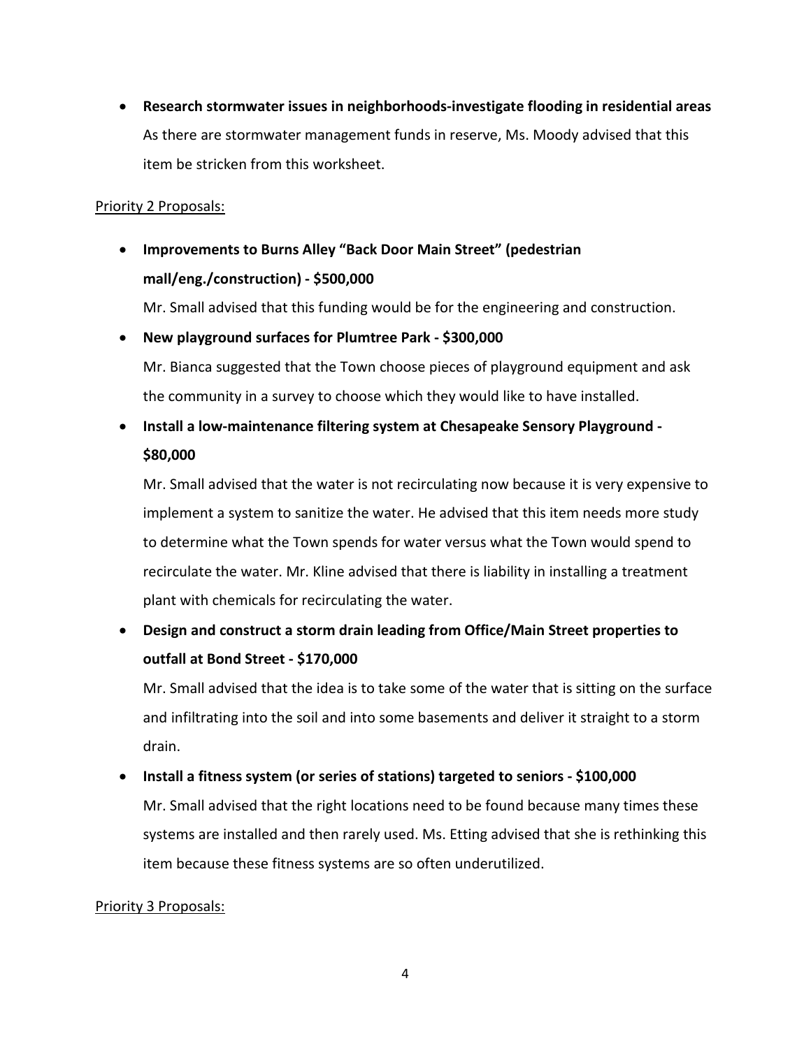- **Research stormwater issues in neighborhoods-investigate flooding in residential areas**
  As there are stormwater management funds in reserve, Ms. Moody advised that this item be stricken from this worksheet.

Priority 2 Proposals:

- **Improvements to Burns Alley "Back Door Main Street" (pedestrian mall/eng./construction) - $500,000**
  Mr. Small advised that this funding would be for the engineering and construction.
- **New playground surfaces for Plumtree Park - $300,000**
  Mr. Bianca suggested that the Town choose pieces of playground equipment and ask the community in a survey to choose which they would like to have installed.
- **Install a low-maintenance filtering system at Chesapeake Sensory Playground - $80,000**
  Mr. Small advised that the water is not recirculating now because it is very expensive to implement a system to sanitize the water. He advised that this item needs more study to determine what the Town spends for water versus what the Town would spend to recirculate the water. Mr. Kline advised that there is liability in installing a treatment plant with chemicals for recirculating the water.
- **Design and construct a storm drain leading from Office/Main Street properties to outfall at Bond Street - $170,000**
  Mr. Small advised that the idea is to take some of the water that is sitting on the surface and infiltrating into the soil and into some basements and deliver it straight to a storm drain.
- **Install a fitness system (or series of stations) targeted to seniors - $100,000**
  Mr. Small advised that the right locations need to be found because many times these systems are installed and then rarely used. Ms. Etting advised that she is rethinking this item because these fitness systems are so often underutilized.

Priority 3 Proposals: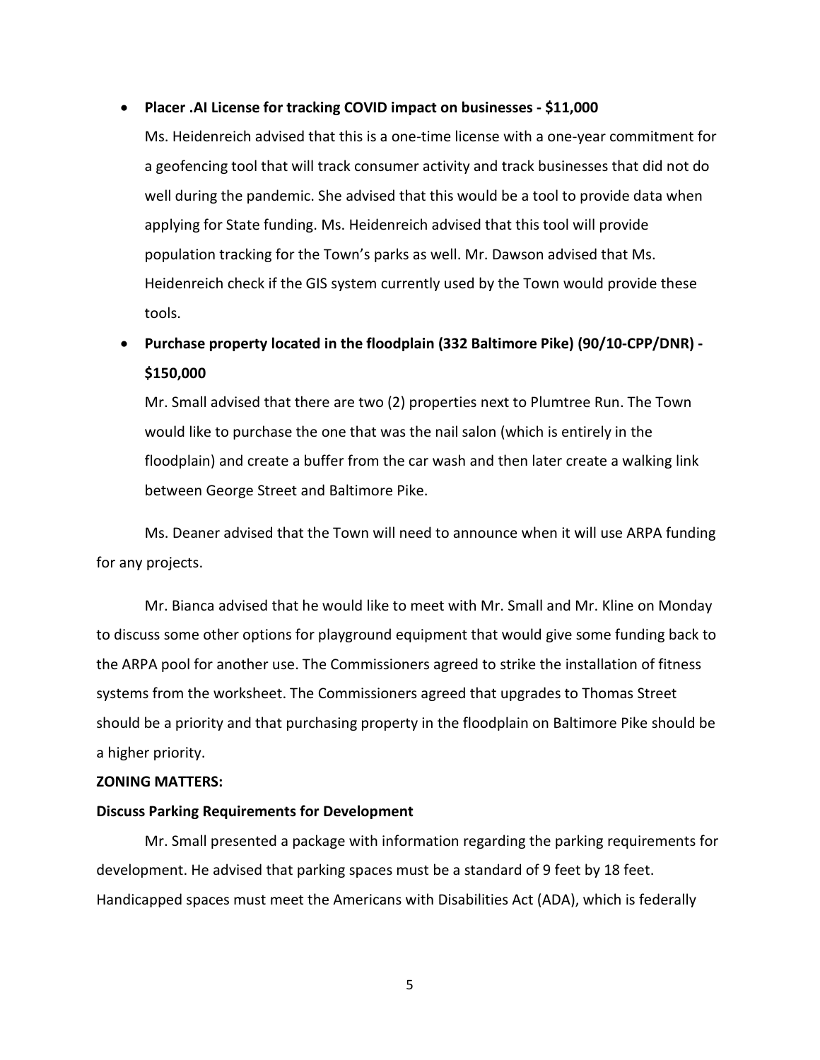- **Placer .AI License for tracking COVID impact on businesses - $11,000**

  Ms. Heidenreich advised that this is a one-time license with a one-year commitment for a geofencing tool that will track consumer activity and track businesses that did not do well during the pandemic. She advised that this would be a tool to provide data when applying for State funding. Ms. Heidenreich advised that this tool will provide population tracking for the Town's parks as well. Mr. Dawson advised that Ms. Heidenreich check if the GIS system currently used by the Town would provide these tools.

- **Purchase property located in the floodplain (332 Baltimore Pike) (90/10-CPP/DNR) - $150,000**

  Mr. Small advised that there are two (2) properties next to Plumtree Run. The Town would like to purchase the one that was the nail salon (which is entirely in the floodplain) and create a buffer from the car wash and then later create a walking link between George Street and Baltimore Pike.

Ms. Deaner advised that the Town will need to announce when it will use ARPA funding for any projects.

Mr. Bianca advised that he would like to meet with Mr. Small and Mr. Kline on Monday to discuss some other options for playground equipment that would give some funding back to the ARPA pool for another use. The Commissioners agreed to strike the installation of fitness systems from the worksheet. The Commissioners agreed that upgrades to Thomas Street should be a priority and that purchasing property in the floodplain on Baltimore Pike should be a higher priority.

**ZONING MATTERS:**

**Discuss Parking Requirements for Development**

Mr. Small presented a package with information regarding the parking requirements for development. He advised that parking spaces must be a standard of 9 feet by 18 feet. Handicapped spaces must meet the Americans with Disabilities Act (ADA), which is federally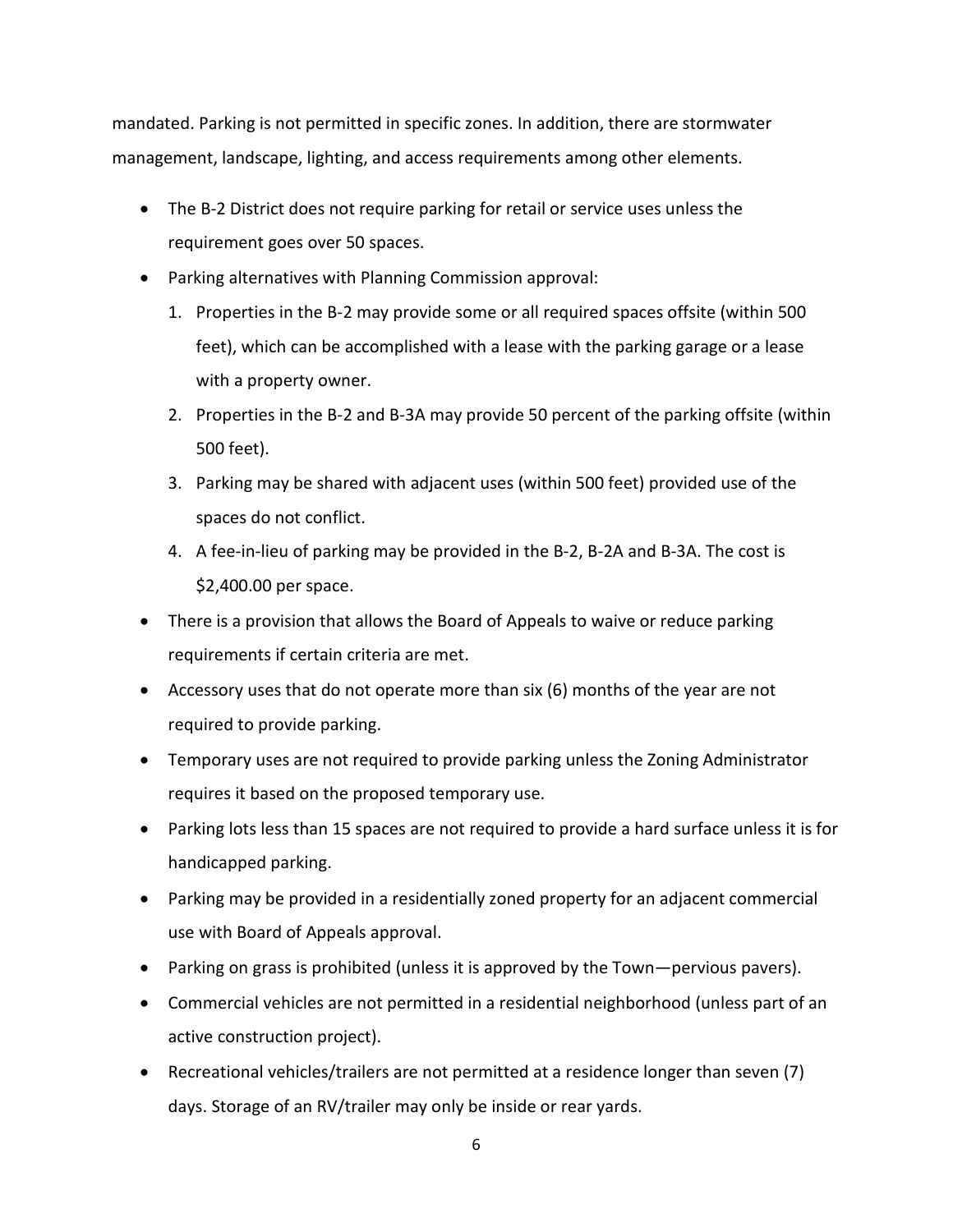mandated. Parking is not permitted in specific zones. In addition, there are stormwater management, landscape, lighting, and access requirements among other elements.

- The B-2 District does not require parking for retail or service uses unless the requirement goes over 50 spaces.
- Parking alternatives with Planning Commission approval:
  1. Properties in the B-2 may provide some or all required spaces offsite (within 500 feet), which can be accomplished with a lease with the parking garage or a lease with a property owner.
  2. Properties in the B-2 and B-3A may provide 50 percent of the parking offsite (within 500 feet).
  3. Parking may be shared with adjacent uses (within 500 feet) provided use of the spaces do not conflict.
  4. A fee-in-lieu of parking may be provided in the B-2, B-2A and B-3A. The cost is $2,400.00 per space.
- There is a provision that allows the Board of Appeals to waive or reduce parking requirements if certain criteria are met.
- Accessory uses that do not operate more than six (6) months of the year are not required to provide parking.
- Temporary uses are not required to provide parking unless the Zoning Administrator requires it based on the proposed temporary use.
- Parking lots less than 15 spaces are not required to provide a hard surface unless it is for handicapped parking.
- Parking may be provided in a residentially zoned property for an adjacent commercial use with Board of Appeals approval.
- Parking on grass is prohibited (unless it is approved by the Town—pervious pavers).
- Commercial vehicles are not permitted in a residential neighborhood (unless part of an active construction project).
- Recreational vehicles/trailers are not permitted at a residence longer than seven (7) days. Storage of an RV/trailer may only be inside or rear yards.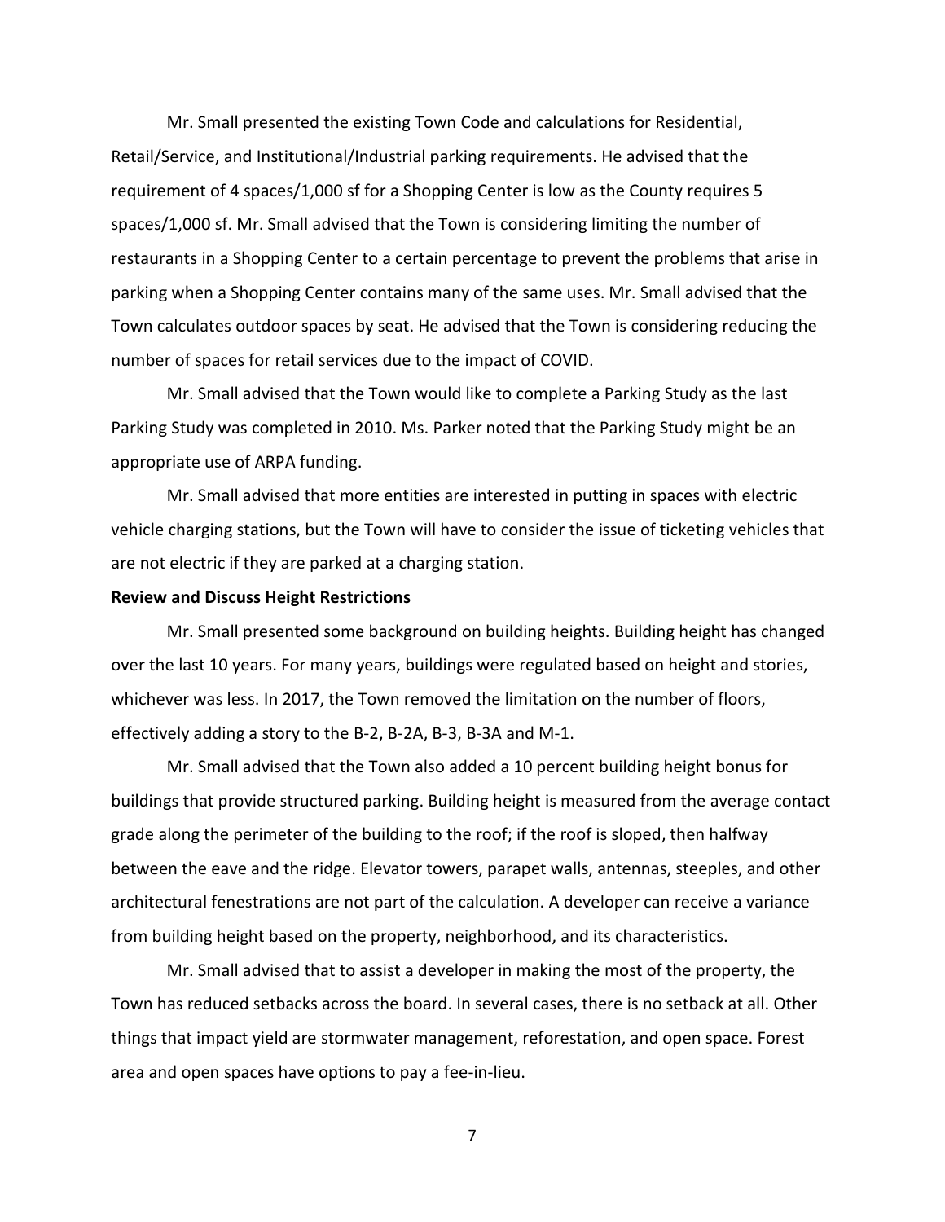Mr. Small presented the existing Town Code and calculations for Residential, Retail/Service, and Institutional/Industrial parking requirements. He advised that the requirement of 4 spaces/1,000 sf for a Shopping Center is low as the County requires 5 spaces/1,000 sf. Mr. Small advised that the Town is considering limiting the number of restaurants in a Shopping Center to a certain percentage to prevent the problems that arise in parking when a Shopping Center contains many of the same uses. Mr. Small advised that the Town calculates outdoor spaces by seat. He advised that the Town is considering reducing the number of spaces for retail services due to the impact of COVID.

Mr. Small advised that the Town would like to complete a Parking Study as the last Parking Study was completed in 2010. Ms. Parker noted that the Parking Study might be an appropriate use of ARPA funding.

Mr. Small advised that more entities are interested in putting in spaces with electric vehicle charging stations, but the Town will have to consider the issue of ticketing vehicles that are not electric if they are parked at a charging station.

**Review and Discuss Height Restrictions**

Mr. Small presented some background on building heights. Building height has changed over the last 10 years. For many years, buildings were regulated based on height and stories, whichever was less. In 2017, the Town removed the limitation on the number of floors, effectively adding a story to the B-2, B-2A, B-3, B-3A and M-1.

Mr. Small advised that the Town also added a 10 percent building height bonus for buildings that provide structured parking. Building height is measured from the average contact grade along the perimeter of the building to the roof; if the roof is sloped, then halfway between the eave and the ridge. Elevator towers, parapet walls, antennas, steeples, and other architectural fenestrations are not part of the calculation. A developer can receive a variance from building height based on the property, neighborhood, and its characteristics.

Mr. Small advised that to assist a developer in making the most of the property, the Town has reduced setbacks across the board. In several cases, there is no setback at all. Other things that impact yield are stormwater management, reforestation, and open space. Forest area and open spaces have options to pay a fee-in-lieu.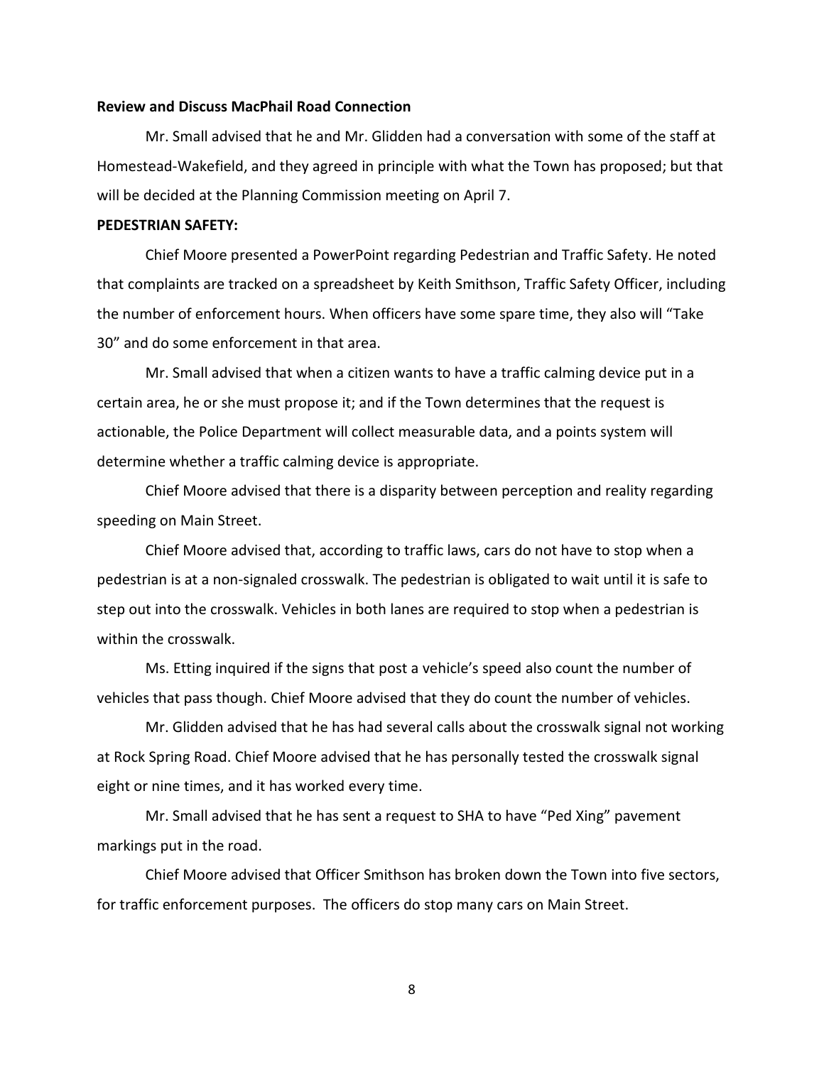**Review and Discuss MacPhail Road Connection**

Mr. Small advised that he and Mr. Glidden had a conversation with some of the staff at Homestead-Wakefield, and they agreed in principle with what the Town has proposed; but that will be decided at the Planning Commission meeting on April 7.

**PEDESTRIAN SAFETY:**

Chief Moore presented a PowerPoint regarding Pedestrian and Traffic Safety. He noted that complaints are tracked on a spreadsheet by Keith Smithson, Traffic Safety Officer, including the number of enforcement hours. When officers have some spare time, they also will "Take 30" and do some enforcement in that area.

Mr. Small advised that when a citizen wants to have a traffic calming device put in a certain area, he or she must propose it; and if the Town determines that the request is actionable, the Police Department will collect measurable data, and a points system will determine whether a traffic calming device is appropriate.

Chief Moore advised that there is a disparity between perception and reality regarding speeding on Main Street.

Chief Moore advised that, according to traffic laws, cars do not have to stop when a pedestrian is at a non-signaled crosswalk. The pedestrian is obligated to wait until it is safe to step out into the crosswalk. Vehicles in both lanes are required to stop when a pedestrian is within the crosswalk.

Ms. Etting inquired if the signs that post a vehicle's speed also count the number of vehicles that pass though. Chief Moore advised that they do count the number of vehicles.

Mr. Glidden advised that he has had several calls about the crosswalk signal not working at Rock Spring Road. Chief Moore advised that he has personally tested the crosswalk signal eight or nine times, and it has worked every time.

Mr. Small advised that he has sent a request to SHA to have "Ped Xing" pavement markings put in the road.

Chief Moore advised that Officer Smithson has broken down the Town into five sectors, for traffic enforcement purposes. The officers do stop many cars on Main Street.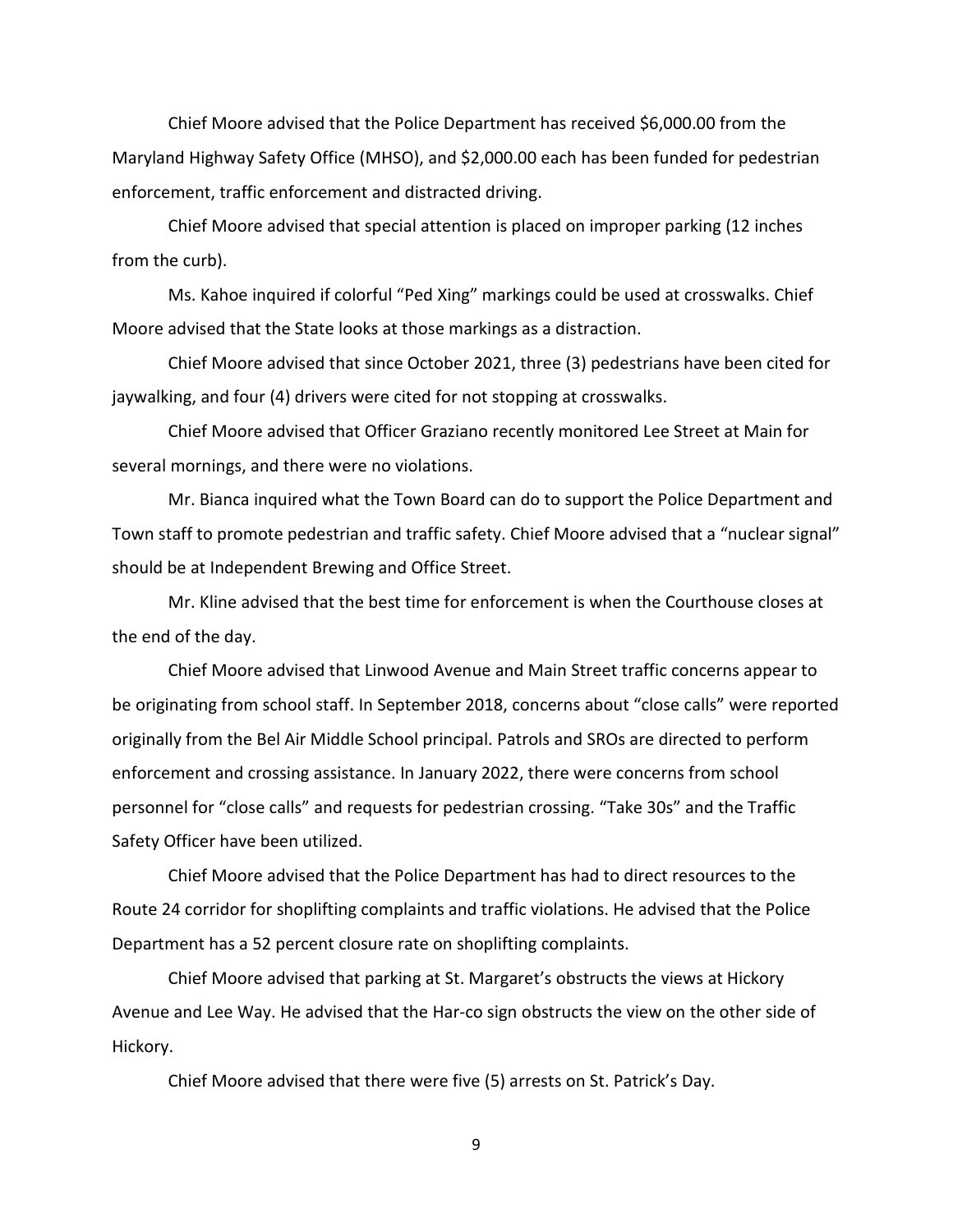Chief Moore advised that the Police Department has received $6,000.00 from the Maryland Highway Safety Office (MHSO), and $2,000.00 each has been funded for pedestrian enforcement, traffic enforcement and distracted driving.

Chief Moore advised that special attention is placed on improper parking (12 inches from the curb).

Ms. Kahoe inquired if colorful "Ped Xing" markings could be used at crosswalks. Chief Moore advised that the State looks at those markings as a distraction.

Chief Moore advised that since October 2021, three (3) pedestrians have been cited for jaywalking, and four (4) drivers were cited for not stopping at crosswalks.

Chief Moore advised that Officer Graziano recently monitored Lee Street at Main for several mornings, and there were no violations.

Mr. Bianca inquired what the Town Board can do to support the Police Department and Town staff to promote pedestrian and traffic safety. Chief Moore advised that a "nuclear signal" should be at Independent Brewing and Office Street.

Mr. Kline advised that the best time for enforcement is when the Courthouse closes at the end of the day.

Chief Moore advised that Linwood Avenue and Main Street traffic concerns appear to be originating from school staff. In September 2018, concerns about "close calls" were reported originally from the Bel Air Middle School principal. Patrols and SROs are directed to perform enforcement and crossing assistance. In January 2022, there were concerns from school personnel for "close calls" and requests for pedestrian crossing. "Take 30s" and the Traffic Safety Officer have been utilized.

Chief Moore advised that the Police Department has had to direct resources to the Route 24 corridor for shoplifting complaints and traffic violations. He advised that the Police Department has a 52 percent closure rate on shoplifting complaints.

Chief Moore advised that parking at St. Margaret's obstructs the views at Hickory Avenue and Lee Way. He advised that the Har-co sign obstructs the view on the other side of Hickory.

Chief Moore advised that there were five (5) arrests on St. Patrick's Day.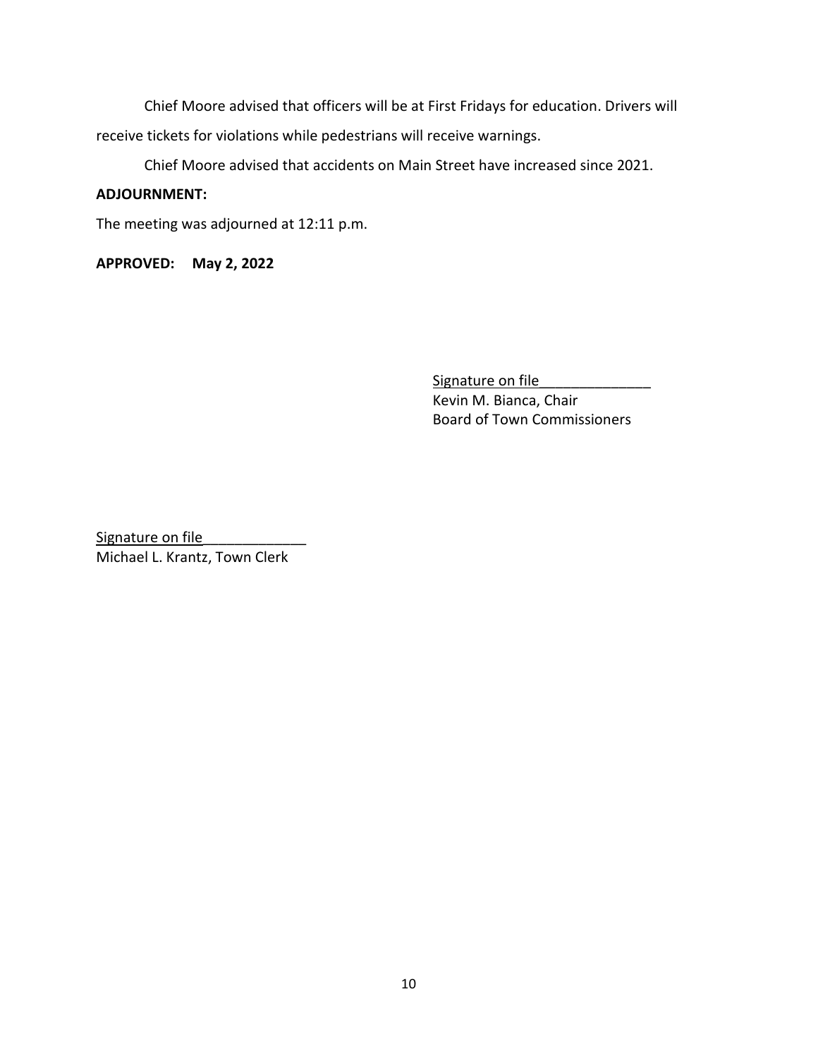Chief Moore advised that officers will be at First Fridays for education. Drivers will receive tickets for violations while pedestrians will receive warnings.

Chief Moore advised that accidents on Main Street have increased since 2021.

**ADJOURNMENT:**

The meeting was adjourned at 12:11 p.m.

**APPROVED: May 2, 2022**

Signature on file______________
Kevin M. Bianca, Chair
Board of Town Commissioners

Signature on file_____________
Michael L. Krantz, Town Clerk